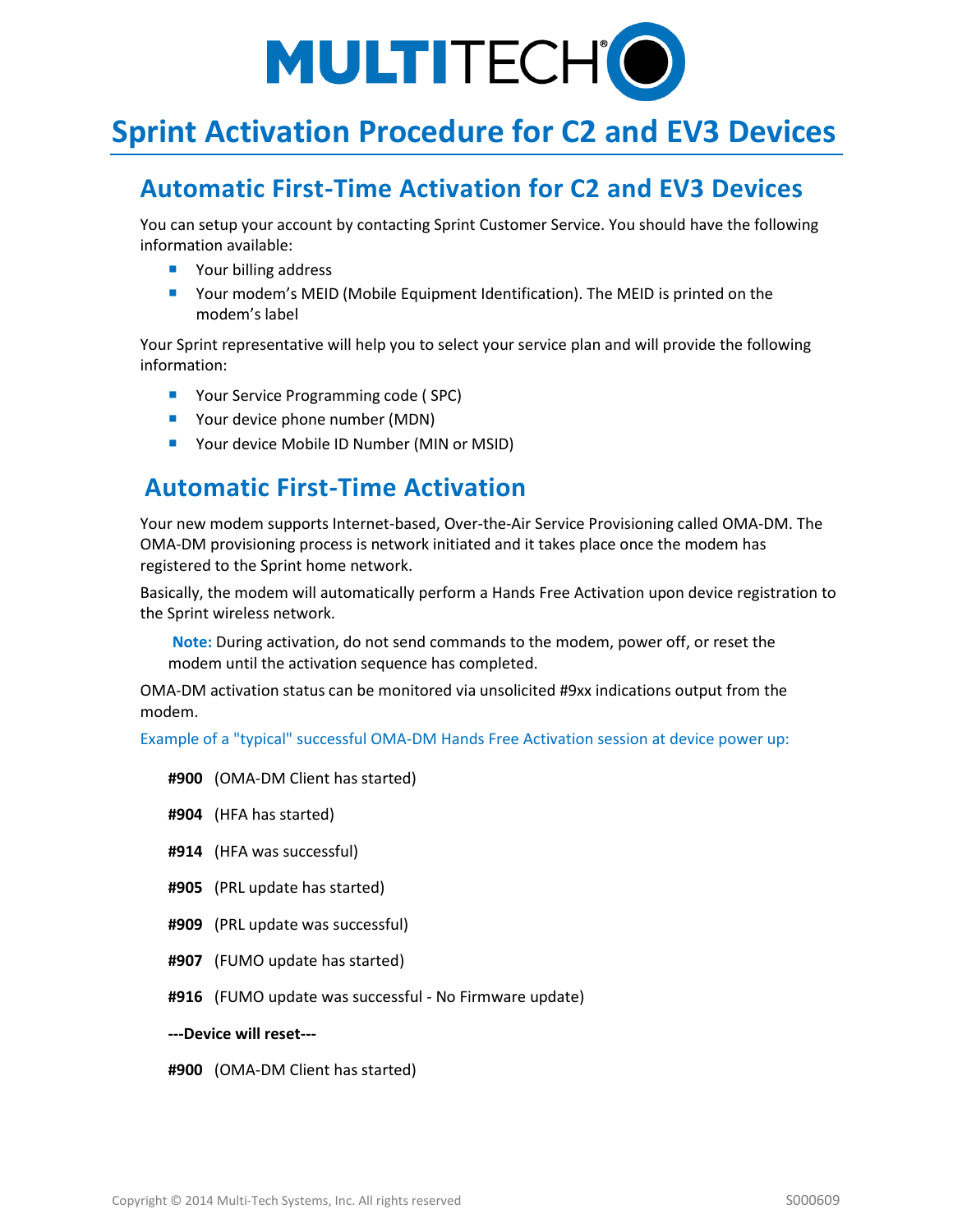MULTITECH

# Sprint Activation Procedure for C2 and EV3 Devices

## Automatic First-Time Activation for C2 and EV3 Devices

You can setup your account by contacting Sprint Customer Service. You should have the following information available:

- Your billing address
- Your modem's MEID (Mobile Equipment Identification). The MEID is printed on the modem's label

Your Sprint representative will help you to select your service plan and will provide the following information:

- Your Service Programming code ( SPC)
- Your device phone number (MDN)
- Your device Mobile ID Number (MIN or MSID)

## Automatic First-Time Activation

Your new modem supports Internet-based, Over-the-Air Service Provisioning called OMA-DM. The OMA-DM provisioning process is network initiated and it takes place once the modem has registered to the Sprint home network.

Basically, the modem will automatically perform a Hands Free Activation upon device registration to the Sprint wireless network.

> **Note:** During activation, do not send commands to the modem, power off, or reset the modem until the activation sequence has completed.

OMA-DM activation status can be monitored via unsolicited #9xx indications output from the modem.

Example of a "typical" successful OMA-DM Hands Free Activation session at device power up:

**#900** (OMA-DM Client has started)

**#904** (HFA has started)

**#914** (HFA was successful)

**#905** (PRL update has started)

**#909** (PRL update was successful)

**#907** (FUMO update has started)

**#916** (FUMO update was successful - No Firmware update)

**---Device will reset---**

**#900** (OMA-DM Client has started)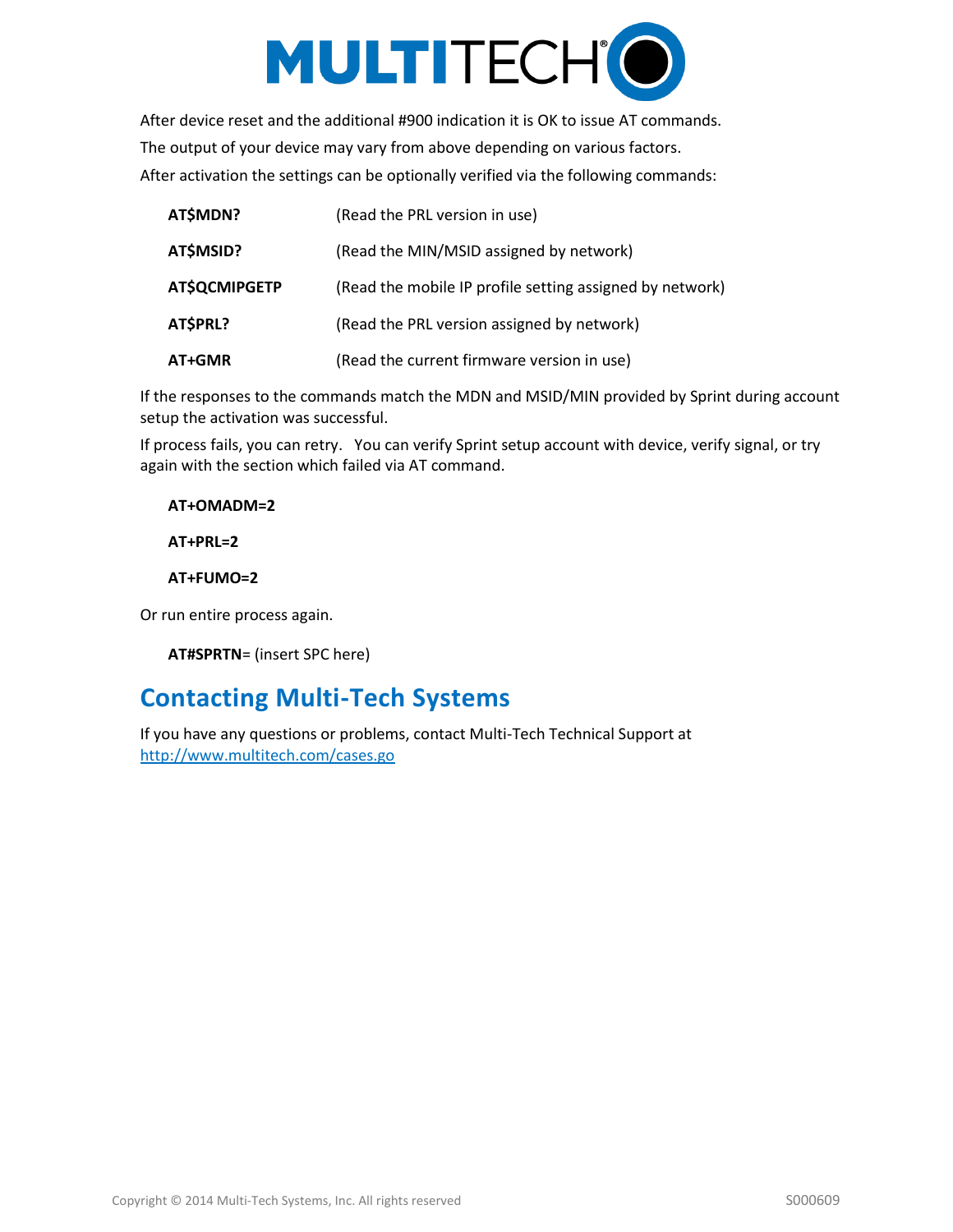After device reset and the additional #900 indication it is OK to issue AT commands.

The output of your device may vary from above depending on various factors.

After activation the settings can be optionally verified via the following commands:

| | |
|---|---|
| **AT$MDN?** | (Read the PRL version in use) |
| **AT$MSID?** | (Read the MIN/MSID assigned by network) |
| **AT$QCMIPGETP** | (Read the mobile IP profile setting assigned by network) |
| **AT$PRL?** | (Read the PRL version assigned by network) |
| **AT+GMR** | (Read the current firmware version in use) |

If the responses to the commands match the MDN and MSID/MIN provided by Sprint during account setup the activation was successful.

If process fails, you can retry. You can verify Sprint setup account with device, verify signal, or try again with the section which failed via AT command.

**AT+OMADM=2**

**AT+PRL=2**

**AT+FUMO=2**

Or run entire process again.

**AT#SPRTN**= (insert SPC here)

## Contacting Multi-Tech Systems

If you have any questions or problems, contact Multi-Tech Technical Support at http://www.multitech.com/cases.go